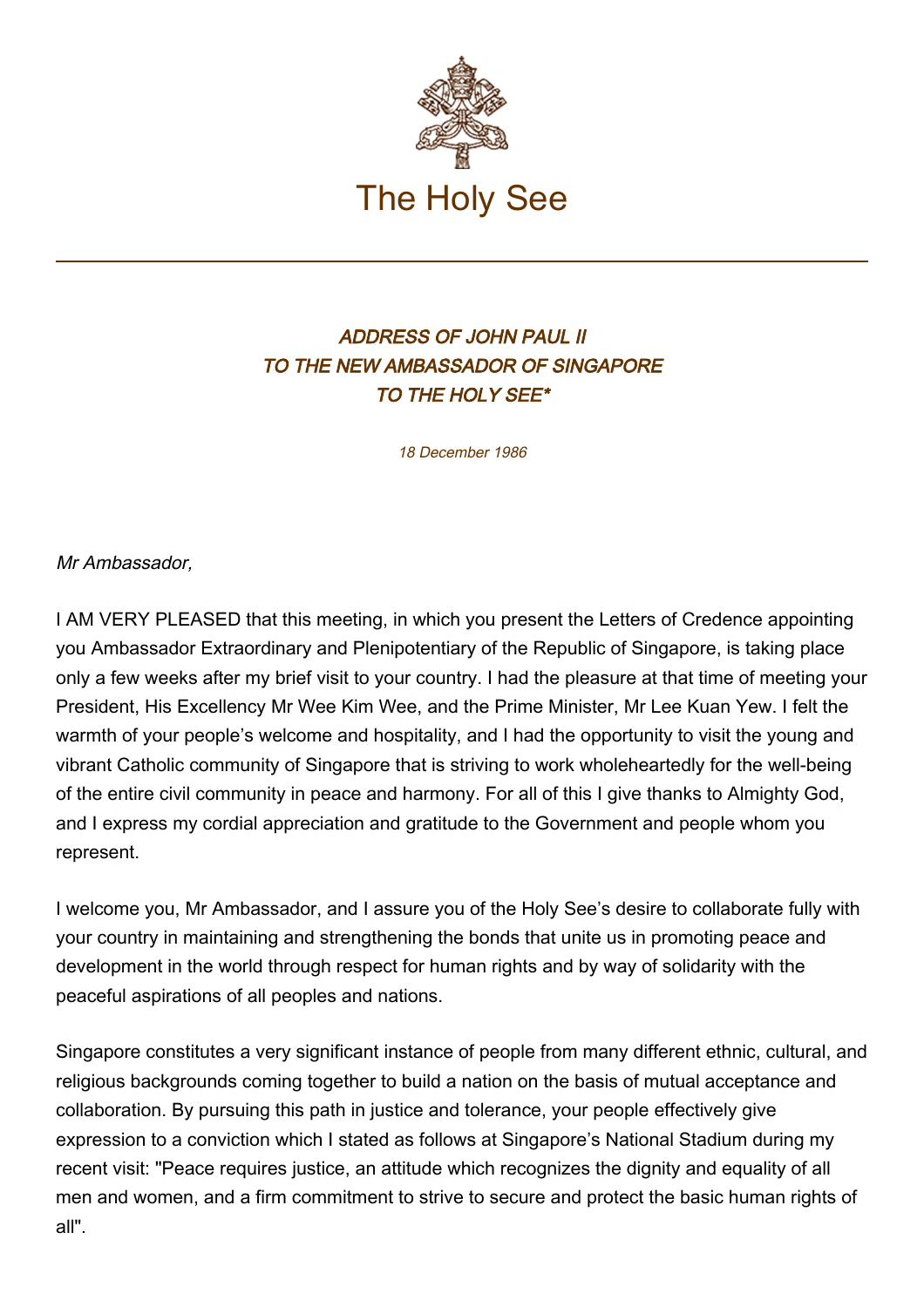# The Holy See

### *ADDRESS OF JOHN PAUL II TO THE NEW AMBASSADOR OF SINGAPORE TO THE HOLY SEE**

*18 December 1986*

*Mr Ambassador,*

I AM VERY PLEASED that this meeting, in which you present the Letters of Credence appointing you Ambassador Extraordinary and Plenipotentiary of the Republic of Singapore, is taking place only a few weeks after my brief visit to your country. I had the pleasure at that time of meeting your President, His Excellency Mr Wee Kim Wee, and the Prime Minister, Mr Lee Kuan Yew. I felt the warmth of your people's welcome and hospitality, and I had the opportunity to visit the young and vibrant Catholic community of Singapore that is striving to work wholeheartedly for the well-being of the entire civil community in peace and harmony. For all of this I give thanks to Almighty God, and I express my cordial appreciation and gratitude to the Government and people whom you represent.

I welcome you, Mr Ambassador, and I assure you of the Holy See's desire to collaborate fully with your country in maintaining and strengthening the bonds that unite us in promoting peace and development in the world through respect for human rights and by way of solidarity with the peaceful aspirations of all peoples and nations.

Singapore constitutes a very significant instance of people from many different ethnic, cultural, and religious backgrounds coming together to build a nation on the basis of mutual acceptance and collaboration. By pursuing this path in justice and tolerance, your people effectively give expression to a conviction which I stated as follows at Singapore's National Stadium during my recent visit: "Peace requires justice, an attitude which recognizes the dignity and equality of all men and women, and a firm commitment to strive to secure and protect the basic human rights of all".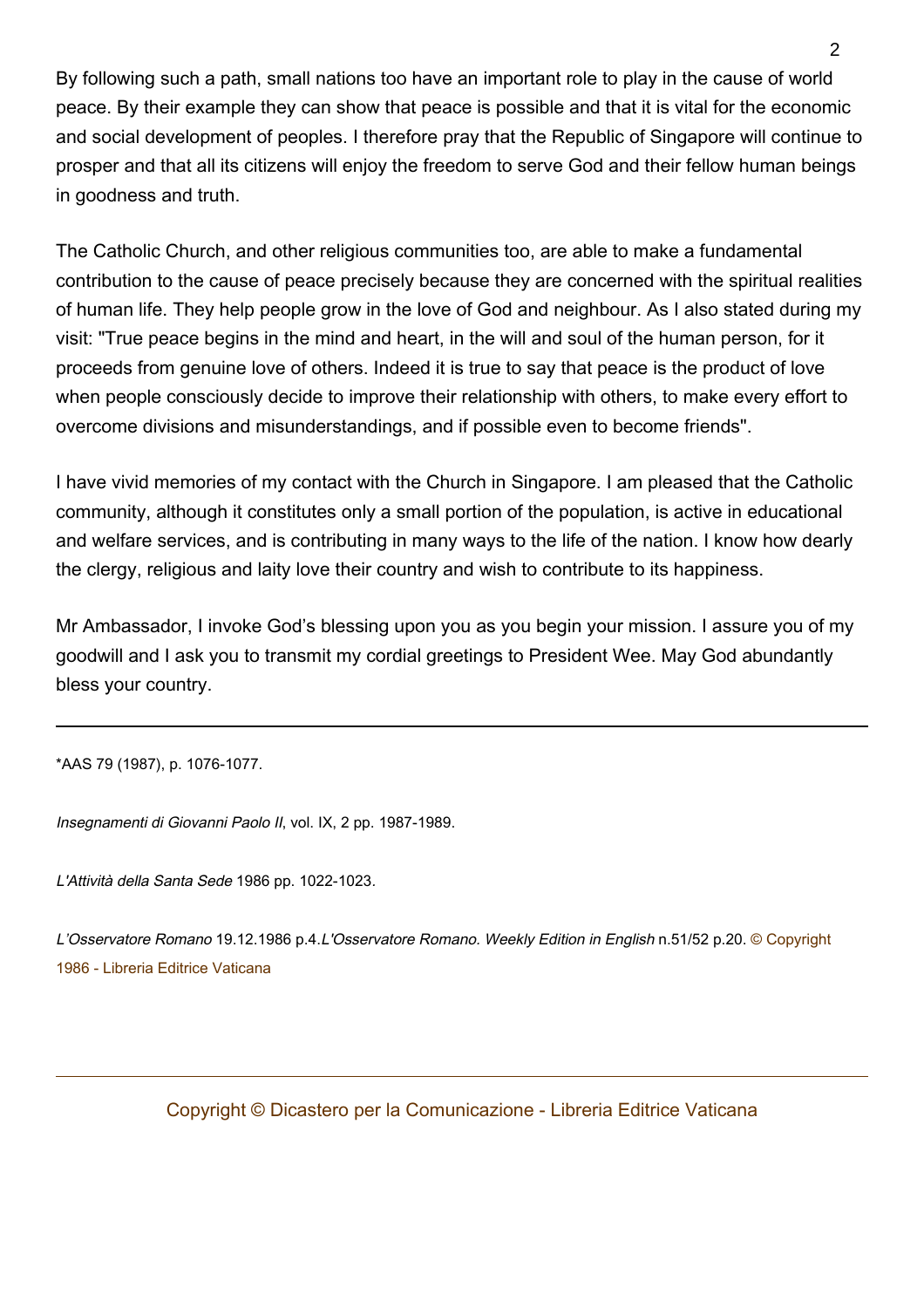By following such a path, small nations too have an important role to play in the cause of world peace. By their example they can show that peace is possible and that it is vital for the economic and social development of peoples. I therefore pray that the Republic of Singapore will continue to prosper and that all its citizens will enjoy the freedom to serve God and their fellow human beings in goodness and truth.

The Catholic Church, and other religious communities too, are able to make a fundamental contribution to the cause of peace precisely because they are concerned with the spiritual realities of human life. They help people grow in the love of God and neighbour. As I also stated during my visit: "True peace begins in the mind and heart, in the will and soul of the human person, for it proceeds from genuine love of others. Indeed it is true to say that peace is the product of love when people consciously decide to improve their relationship with others, to make every effort to overcome divisions and misunderstandings, and if possible even to become friends".

I have vivid memories of my contact with the Church in Singapore. I am pleased that the Catholic community, although it constitutes only a small portion of the population, is active in educational and welfare services, and is contributing in many ways to the life of the nation. I know how dearly the clergy, religious and laity love their country and wish to contribute to its happiness.

Mr Ambassador, I invoke God's blessing upon you as you begin your mission. I assure you of my goodwill and I ask you to transmit my cordial greetings to President Wee. May God abundantly bless your country.

---

*AAS 79 (1987), p. 1076-1077.

*Insegnamenti di Giovanni Paolo II*, vol. IX, 2 pp. 1987-1989.

*L'Attività della Santa Sede* 1986 pp. 1022-1023.

*L'Osservatore Romano* 19.12.1986 p.4.*L'Osservatore Romano. Weekly Edition in English* n.51/52 p.20. © Copyright 1986 - Libreria Editrice Vaticana

---

Copyright © Dicastero per la Comunicazione - Libreria Editrice Vaticana